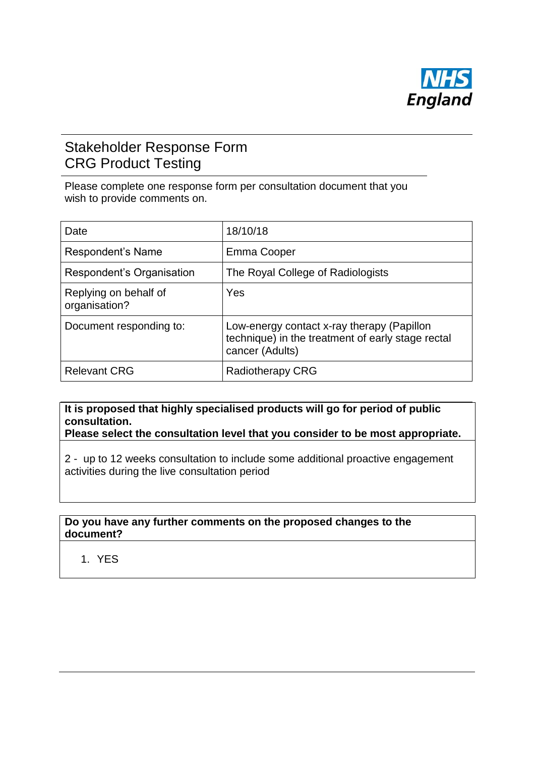NHS England

# Stakeholder Response Form
# CRG Product Testing

Please complete one response form per consultation document that you wish to provide comments on.

| Date | 18/10/18 |
|---|---|
| Respondent's Name | Emma Cooper |
| Respondent's Organisation | The Royal College of Radiologists |
| Replying on behalf of organisation? | Yes |
| Document responding to: | Low-energy contact x-ray therapy (Papillon technique) in the treatment of early stage rectal cancer (Adults) |
| Relevant CRG | Radiotherapy CRG |

| **It is proposed that highly specialised products will go for period of public consultation.**<br>**Please select the consultation level that you consider to be most appropriate.** |
|---|
| 2 - up to 12 weeks consultation to include some additional proactive engagement activities during the live consultation period |

| **Do you have any further comments on the proposed changes to the document?** |
|---|
| 1. YES |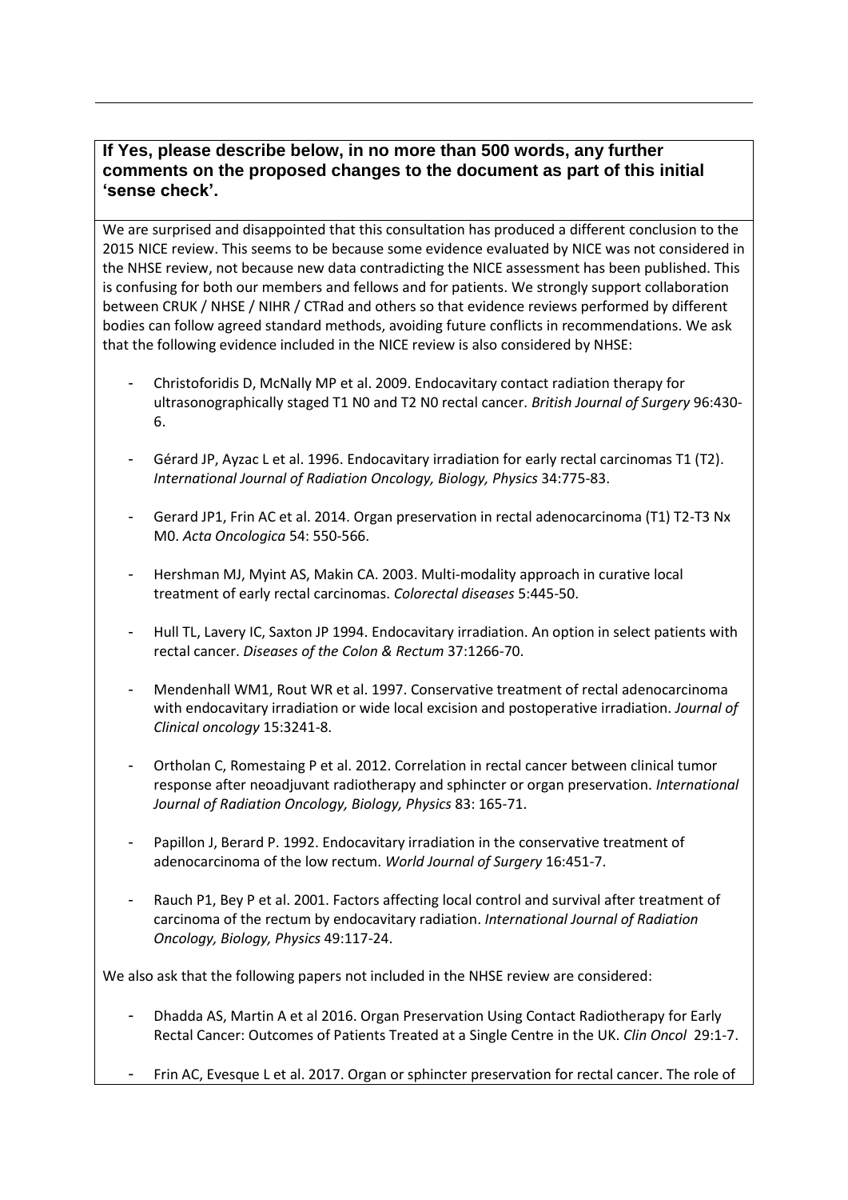**If Yes, please describe below, in no more than 500 words, any further comments on the proposed changes to the document as part of this initial 'sense check'.**

We are surprised and disappointed that this consultation has produced a different conclusion to the 2015 NICE review. This seems to be because some evidence evaluated by NICE was not considered in the NHSE review, not because new data contradicting the NICE assessment has been published. This is confusing for both our members and fellows and for patients. We strongly support collaboration between CRUK / NHSE / NIHR / CTRad and others so that evidence reviews performed by different bodies can follow agreed standard methods, avoiding future conflicts in recommendations. We ask that the following evidence included in the NICE review is also considered by NHSE:

- Christoforidis D, McNally MP et al. 2009. Endocavitary contact radiation therapy for ultrasonographically staged T1 N0 and T2 N0 rectal cancer. *British Journal of Surgery* 96:430-6.
- Gérard JP, Ayzac L et al. 1996. Endocavitary irradiation for early rectal carcinomas T1 (T2). *International Journal of Radiation Oncology, Biology, Physics* 34:775-83.
- Gerard JP1, Frin AC et al. 2014. Organ preservation in rectal adenocarcinoma (T1) T2-T3 Nx M0. *Acta Oncologica* 54: 550-566.
- Hershman MJ, Myint AS, Makin CA. 2003. Multi-modality approach in curative local treatment of early rectal carcinomas. *Colorectal diseases* 5:445-50.
- Hull TL, Lavery IC, Saxton JP 1994. Endocavitary irradiation. An option in select patients with rectal cancer. *Diseases of the Colon & Rectum* 37:1266-70.
- Mendenhall WM1, Rout WR et al. 1997. Conservative treatment of rectal adenocarcinoma with endocavitary irradiation or wide local excision and postoperative irradiation. *Journal of Clinical oncology* 15:3241-8.
- Ortholan C, Romestaing P et al. 2012. Correlation in rectal cancer between clinical tumor response after neoadjuvant radiotherapy and sphincter or organ preservation. *International Journal of Radiation Oncology, Biology, Physics* 83: 165-71.
- Papillon J, Berard P. 1992. Endocavitary irradiation in the conservative treatment of adenocarcinoma of the low rectum. *World Journal of Surgery* 16:451-7.
- Rauch P1, Bey P et al. 2001. Factors affecting local control and survival after treatment of carcinoma of the rectum by endocavitary radiation. *International Journal of Radiation Oncology, Biology, Physics* 49:117-24.

We also ask that the following papers not included in the NHSE review are considered:

- Dhadda AS, Martin A et al 2016. Organ Preservation Using Contact Radiotherapy for Early Rectal Cancer: Outcomes of Patients Treated at a Single Centre in the UK. *Clin Oncol* 29:1-7.
- Frin AC, Evesque L et al. 2017. Organ or sphincter preservation for rectal cancer. The role of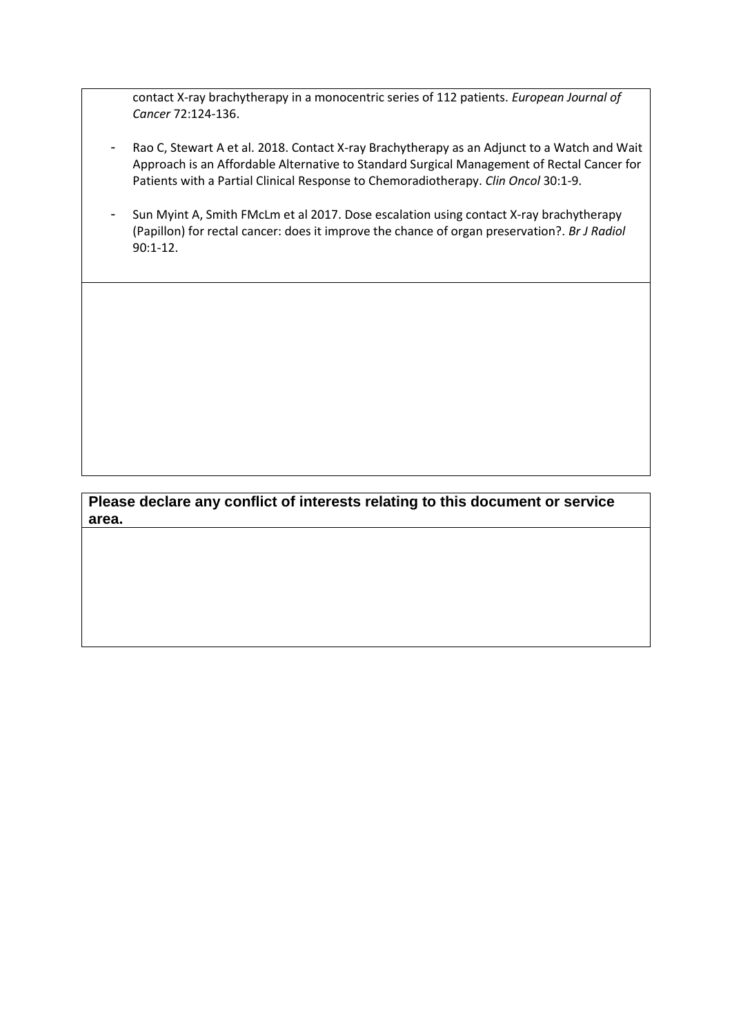contact X-ray brachytherapy in a monocentric series of 112 patients. *European Journal of Cancer* 72:124-136.

- Rao C, Stewart A et al. 2018. Contact X-ray Brachytherapy as an Adjunct to a Watch and Wait Approach is an Affordable Alternative to Standard Surgical Management of Rectal Cancer for Patients with a Partial Clinical Response to Chemoradiotherapy. *Clin Oncol* 30:1-9.
- Sun Myint A, Smith FMcLm et al 2017. Dose escalation using contact X-ray brachytherapy (Papillon) for rectal cancer: does it improve the chance of organ preservation?. *Br J Radiol* 90:1-12.

**Please declare any conflict of interests relating to this document or service area.**